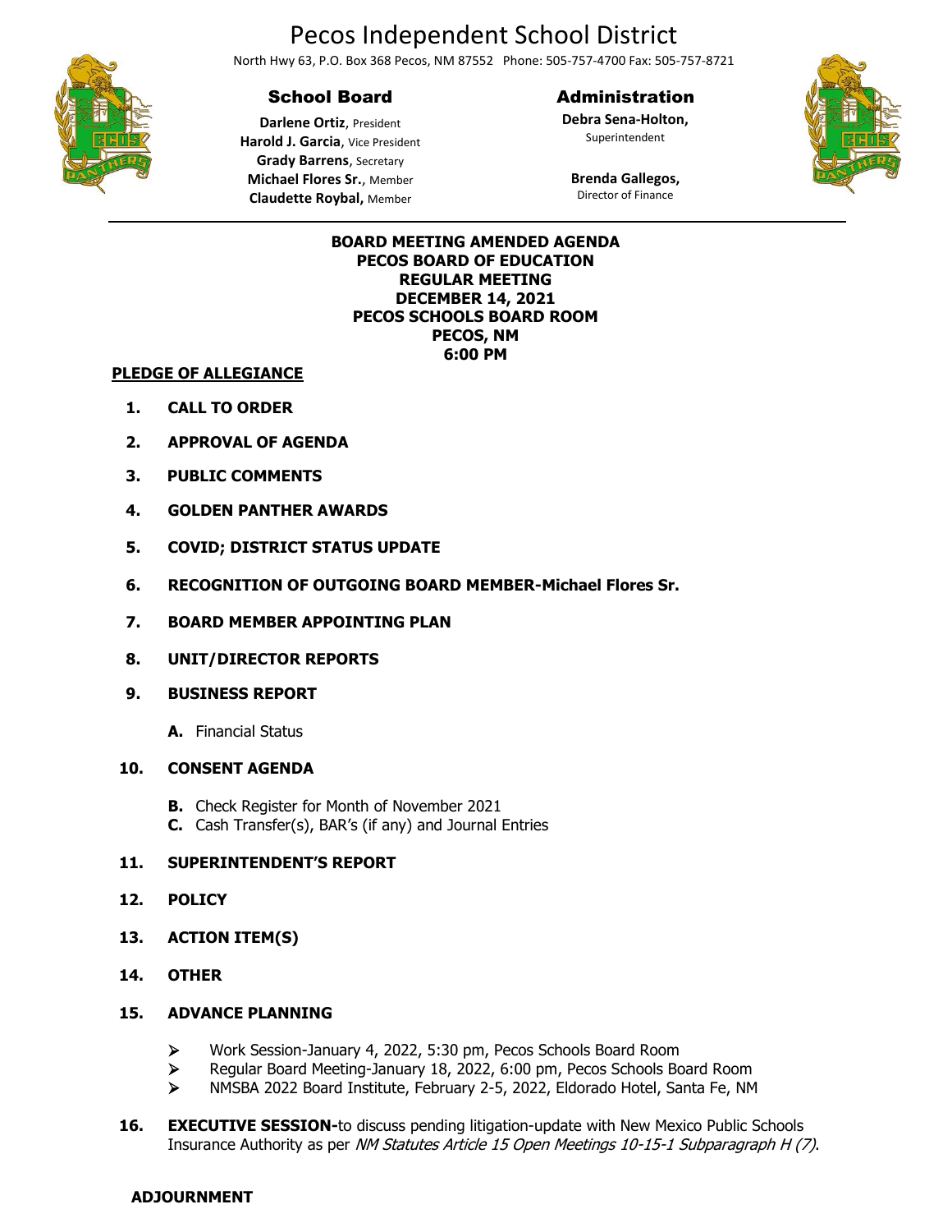# Pecos Independent School District

North Hwy 63, P.O. Box 368 Pecos, NM 87552 Phone: 505-757-4700 Fax: 505-757-8721

## School Board

**Darlene Ortiz**, President
**Harold J. Garcia**, Vice President
**Grady Barrens**, Secretary
**Michael Flores Sr.**, Member
**Claudette Roybal,** Member

## Administration

**Debra Sena-Holton,**
Superintendent

**Brenda Gallegos,**
Director of Finance

---

**BOARD MEETING AMENDED AGENDA**
**PECOS BOARD OF EDUCATION**
**REGULAR MEETING**
**DECEMBER 14, 2021**
**PECOS SCHOOLS BOARD ROOM**
**PECOS, NM**
**6:00 PM**

**PLEDGE OF ALLEGIANCE**

1. **CALL TO ORDER**
2. **APPROVAL OF AGENDA**
3. **PUBLIC COMMENTS**
4. **GOLDEN PANTHER AWARDS**
5. **COVID; DISTRICT STATUS UPDATE**
6. **RECOGNITION OF OUTGOING BOARD MEMBER-Michael Flores Sr.**
7. **BOARD MEMBER APPOINTING PLAN**
8. **UNIT/DIRECTOR REPORTS**
9. **BUSINESS REPORT**
   - **A.** Financial Status
10. **CONSENT AGENDA**
    - **B.** Check Register for Month of November 2021
    - **C.** Cash Transfer(s), BAR's (if any) and Journal Entries
11. **SUPERINTENDENT'S REPORT**
12. **POLICY**
13. **ACTION ITEM(S)**
14. **OTHER**
15. **ADVANCE PLANNING**
    - Work Session-January 4, 2022, 5:30 pm, Pecos Schools Board Room
    - Regular Board Meeting-January 18, 2022, 6:00 pm, Pecos Schools Board Room
    - NMSBA 2022 Board Institute, February 2-5, 2022, Eldorado Hotel, Santa Fe, NM
16. **EXECUTIVE SESSION-**to discuss pending litigation-update with New Mexico Public Schools Insurance Authority as per *NM Statutes Article 15 Open Meetings 10-15-1 Subparagraph H (7)*.

**ADJOURNMENT**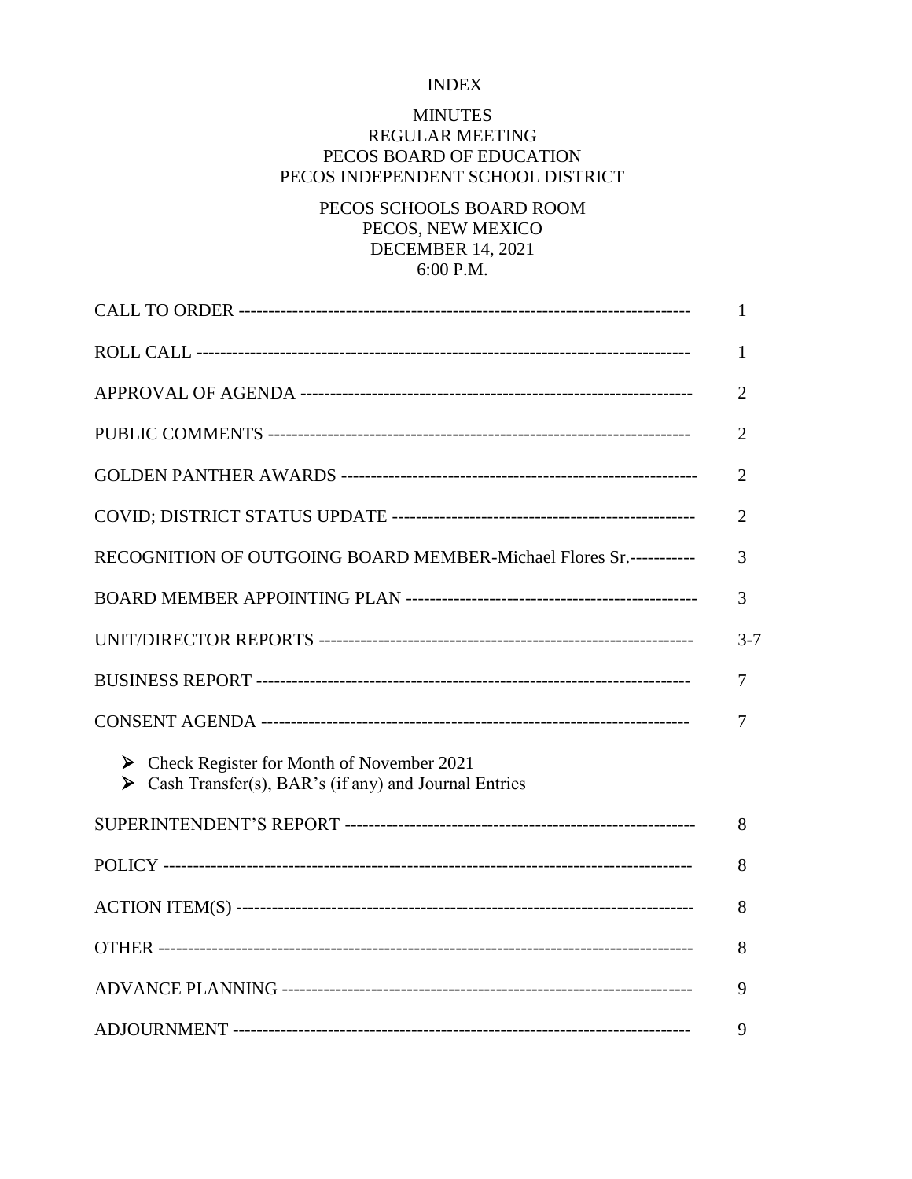# INDEX

## MINUTES
## REGULAR MEETING
## PECOS BOARD OF EDUCATION
## PECOS INDEPENDENT SCHOOL DISTRICT

PECOS SCHOOLS BOARD ROOM
PECOS, NEW MEXICO
DECEMBER 14, 2021
6:00 P.M.

| | |
|---|---|
| CALL TO ORDER | 1 |
| ROLL CALL | 1 |
| APPROVAL OF AGENDA | 2 |
| PUBLIC COMMENTS | 2 |
| GOLDEN PANTHER AWARDS | 2 |
| COVID; DISTRICT STATUS UPDATE | 2 |
| RECOGNITION OF OUTGOING BOARD MEMBER-Michael Flores Sr. | 3 |
| BOARD MEMBER APPOINTING PLAN | 3 |
| UNIT/DIRECTOR REPORTS | 3-7 |
| BUSINESS REPORT | 7 |
| CONSENT AGENDA | 7 |

- Check Register for Month of November 2021
- Cash Transfer(s), BAR's (if any) and Journal Entries

| | |
|---|---|
| SUPERINTENDENT'S REPORT | 8 |
| POLICY | 8 |
| ACTION ITEM(S) | 8 |
| OTHER | 8 |
| ADVANCE PLANNING | 9 |
| ADJOURNMENT | 9 |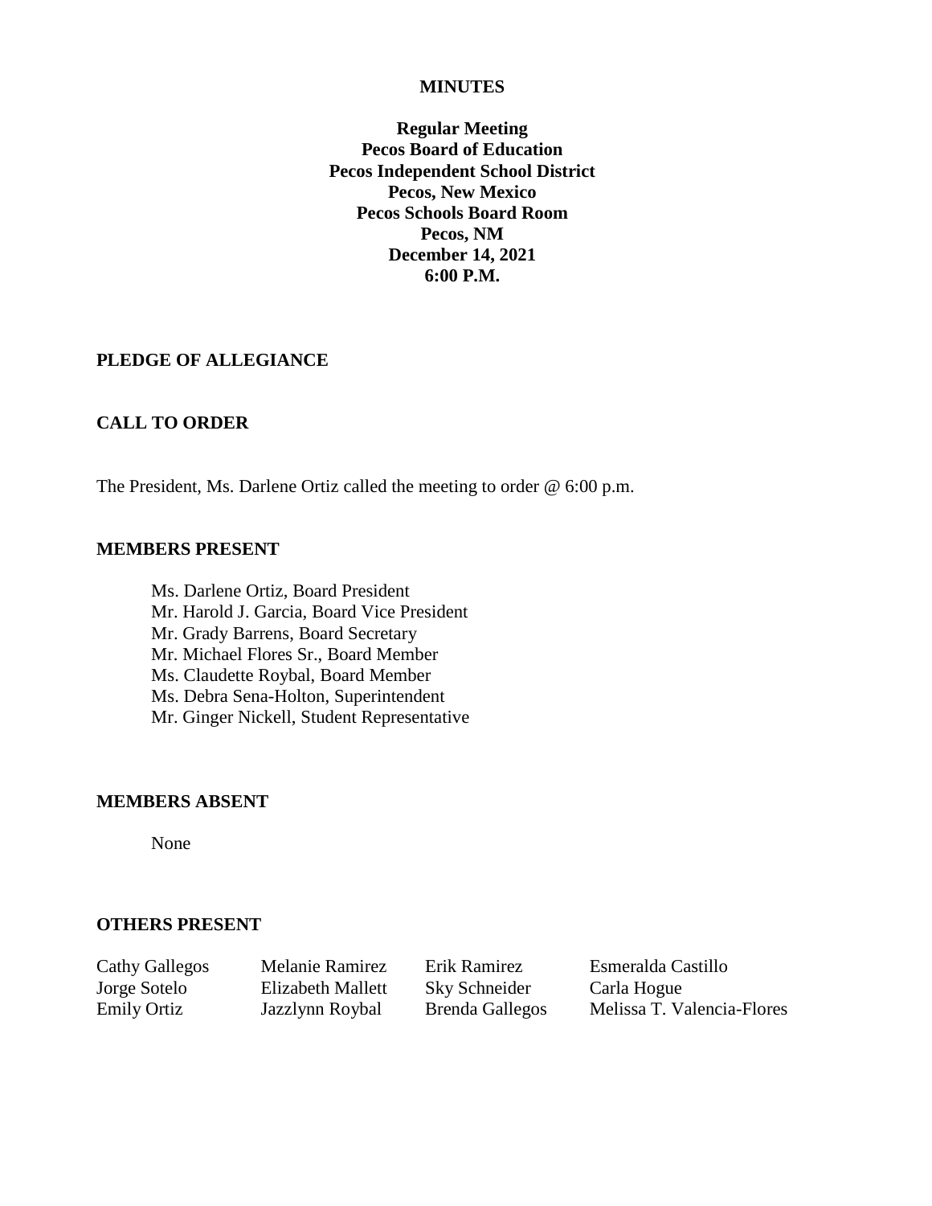**MINUTES**

**Regular Meeting**
**Pecos Board of Education**
**Pecos Independent School District**
**Pecos, New Mexico**
**Pecos Schools Board Room**
**Pecos, NM**
**December 14, 2021**
**6:00 P.M.**

## PLEDGE OF ALLEGIANCE

## CALL TO ORDER

The President, Ms. Darlene Ortiz called the meeting to order @ 6:00 p.m.

## MEMBERS PRESENT

Ms. Darlene Ortiz, Board President
Mr. Harold J. Garcia, Board Vice President
Mr. Grady Barrens, Board Secretary
Mr. Michael Flores Sr., Board Member
Ms. Claudette Roybal, Board Member
Ms. Debra Sena-Holton, Superintendent
Mr. Ginger Nickell, Student Representative

## MEMBERS ABSENT

None

## OTHERS PRESENT

| | | | |
|---|---|---|---|
| Cathy Gallegos | Melanie Ramirez | Erik Ramirez | Esmeralda Castillo |
| Jorge Sotelo | Elizabeth Mallett | Sky Schneider | Carla Hogue |
| Emily Ortiz | Jazzlynn Roybal | Brenda Gallegos | Melissa T. Valencia-Flores |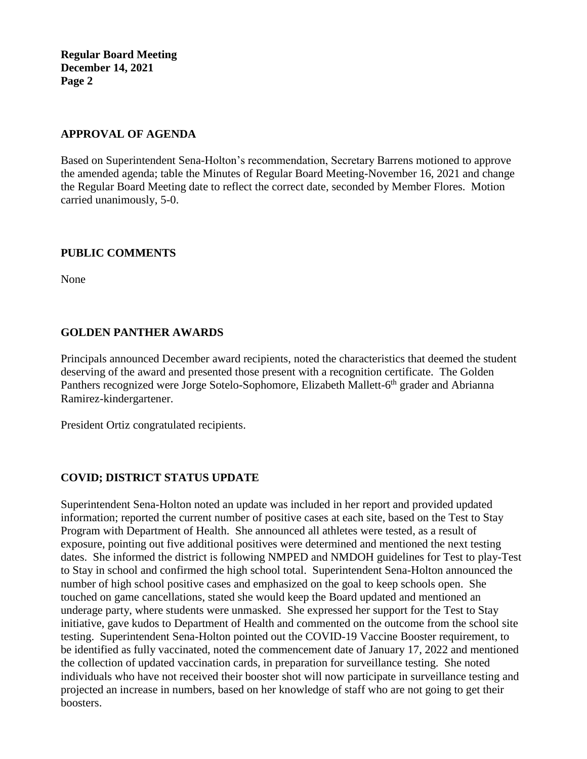## APPROVAL OF AGENDA

Based on Superintendent Sena-Holton's recommendation, Secretary Barrens motioned to approve the amended agenda; table the Minutes of Regular Board Meeting-November 16, 2021 and change the Regular Board Meeting date to reflect the correct date, seconded by Member Flores. Motion carried unanimously, 5-0.

## PUBLIC COMMENTS

None

## GOLDEN PANTHER AWARDS

Principals announced December award recipients, noted the characteristics that deemed the student deserving of the award and presented those present with a recognition certificate. The Golden Panthers recognized were Jorge Sotelo-Sophomore, Elizabeth Mallett-6th grader and Abrianna Ramirez-kindergartener.

President Ortiz congratulated recipients.

## COVID; DISTRICT STATUS UPDATE

Superintendent Sena-Holton noted an update was included in her report and provided updated information; reported the current number of positive cases at each site, based on the Test to Stay Program with Department of Health. She announced all athletes were tested, as a result of exposure, pointing out five additional positives were determined and mentioned the next testing dates. She informed the district is following NMPED and NMDOH guidelines for Test to play-Test to Stay in school and confirmed the high school total. Superintendent Sena-Holton announced the number of high school positive cases and emphasized on the goal to keep schools open. She touched on game cancellations, stated she would keep the Board updated and mentioned an underage party, where students were unmasked. She expressed her support for the Test to Stay initiative, gave kudos to Department of Health and commented on the outcome from the school site testing. Superintendent Sena-Holton pointed out the COVID-19 Vaccine Booster requirement, to be identified as fully vaccinated, noted the commencement date of January 17, 2022 and mentioned the collection of updated vaccination cards, in preparation for surveillance testing. She noted individuals who have not received their booster shot will now participate in surveillance testing and projected an increase in numbers, based on her knowledge of staff who are not going to get their boosters.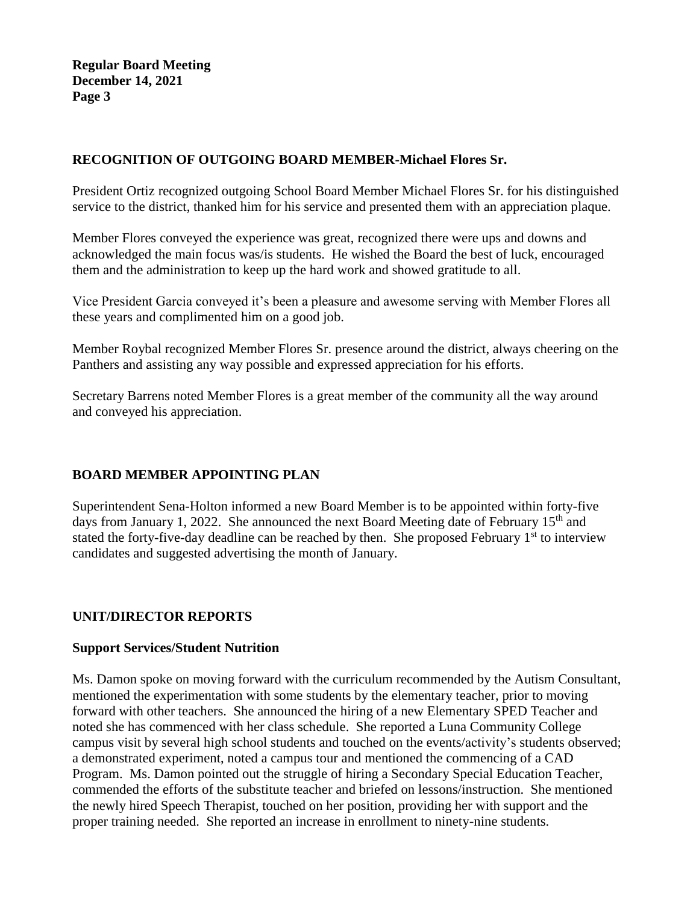## RECOGNITION OF OUTGOING BOARD MEMBER-Michael Flores Sr.

President Ortiz recognized outgoing School Board Member Michael Flores Sr. for his distinguished service to the district, thanked him for his service and presented them with an appreciation plaque.

Member Flores conveyed the experience was great, recognized there were ups and downs and acknowledged the main focus was/is students. He wished the Board the best of luck, encouraged them and the administration to keep up the hard work and showed gratitude to all.

Vice President Garcia conveyed it's been a pleasure and awesome serving with Member Flores all these years and complimented him on a good job.

Member Roybal recognized Member Flores Sr. presence around the district, always cheering on the Panthers and assisting any way possible and expressed appreciation for his efforts.

Secretary Barrens noted Member Flores is a great member of the community all the way around and conveyed his appreciation.

## BOARD MEMBER APPOINTING PLAN

Superintendent Sena-Holton informed a new Board Member is to be appointed within forty-five days from January 1, 2022. She announced the next Board Meeting date of February 15th and stated the forty-five-day deadline can be reached by then. She proposed February 1st to interview candidates and suggested advertising the month of January.

## UNIT/DIRECTOR REPORTS

### Support Services/Student Nutrition

Ms. Damon spoke on moving forward with the curriculum recommended by the Autism Consultant, mentioned the experimentation with some students by the elementary teacher, prior to moving forward with other teachers. She announced the hiring of a new Elementary SPED Teacher and noted she has commenced with her class schedule. She reported a Luna Community College campus visit by several high school students and touched on the events/activity's students observed; a demonstrated experiment, noted a campus tour and mentioned the commencing of a CAD Program. Ms. Damon pointed out the struggle of hiring a Secondary Special Education Teacher, commended the efforts of the substitute teacher and briefed on lessons/instruction. She mentioned the newly hired Speech Therapist, touched on her position, providing her with support and the proper training needed. She reported an increase in enrollment to ninety-nine students.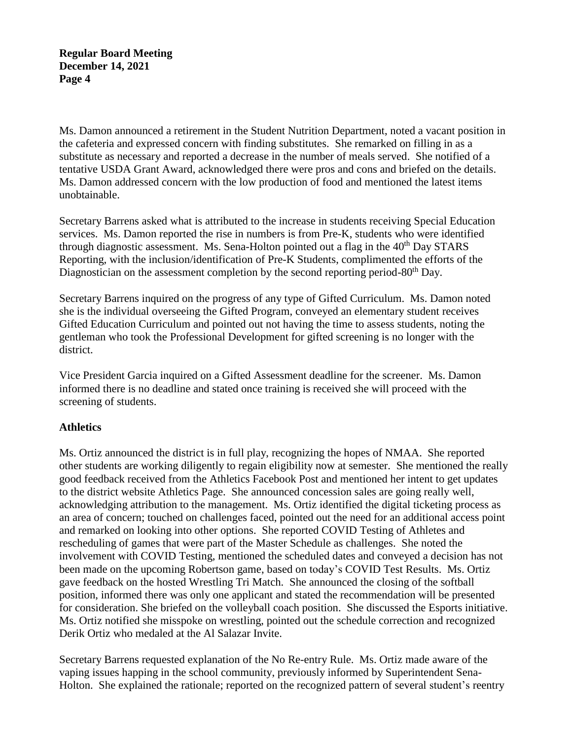Ms. Damon announced a retirement in the Student Nutrition Department, noted a vacant position in the cafeteria and expressed concern with finding substitutes. She remarked on filling in as a substitute as necessary and reported a decrease in the number of meals served. She notified of a tentative USDA Grant Award, acknowledged there were pros and cons and briefed on the details. Ms. Damon addressed concern with the low production of food and mentioned the latest items unobtainable.

Secretary Barrens asked what is attributed to the increase in students receiving Special Education services. Ms. Damon reported the rise in numbers is from Pre-K, students who were identified through diagnostic assessment. Ms. Sena-Holton pointed out a flag in the 40th Day STARS Reporting, with the inclusion/identification of Pre-K Students, complimented the efforts of the Diagnostician on the assessment completion by the second reporting period-80th Day.

Secretary Barrens inquired on the progress of any type of Gifted Curriculum. Ms. Damon noted she is the individual overseeing the Gifted Program, conveyed an elementary student receives Gifted Education Curriculum and pointed out not having the time to assess students, noting the gentleman who took the Professional Development for gifted screening is no longer with the district.

Vice President Garcia inquired on a Gifted Assessment deadline for the screener. Ms. Damon informed there is no deadline and stated once training is received she will proceed with the screening of students.

## Athletics

Ms. Ortiz announced the district is in full play, recognizing the hopes of NMAA. She reported other students are working diligently to regain eligibility now at semester. She mentioned the really good feedback received from the Athletics Facebook Post and mentioned her intent to get updates to the district website Athletics Page. She announced concession sales are going really well, acknowledging attribution to the management. Ms. Ortiz identified the digital ticketing process as an area of concern; touched on challenges faced, pointed out the need for an additional access point and remarked on looking into other options. She reported COVID Testing of Athletes and rescheduling of games that were part of the Master Schedule as challenges. She noted the involvement with COVID Testing, mentioned the scheduled dates and conveyed a decision has not been made on the upcoming Robertson game, based on today's COVID Test Results. Ms. Ortiz gave feedback on the hosted Wrestling Tri Match. She announced the closing of the softball position, informed there was only one applicant and stated the recommendation will be presented for consideration. She briefed on the volleyball coach position. She discussed the Esports initiative. Ms. Ortiz notified she misspoke on wrestling, pointed out the schedule correction and recognized Derik Ortiz who medaled at the Al Salazar Invite.

Secretary Barrens requested explanation of the No Re-entry Rule. Ms. Ortiz made aware of the vaping issues happing in the school community, previously informed by Superintendent Sena-Holton. She explained the rationale; reported on the recognized pattern of several student's reentry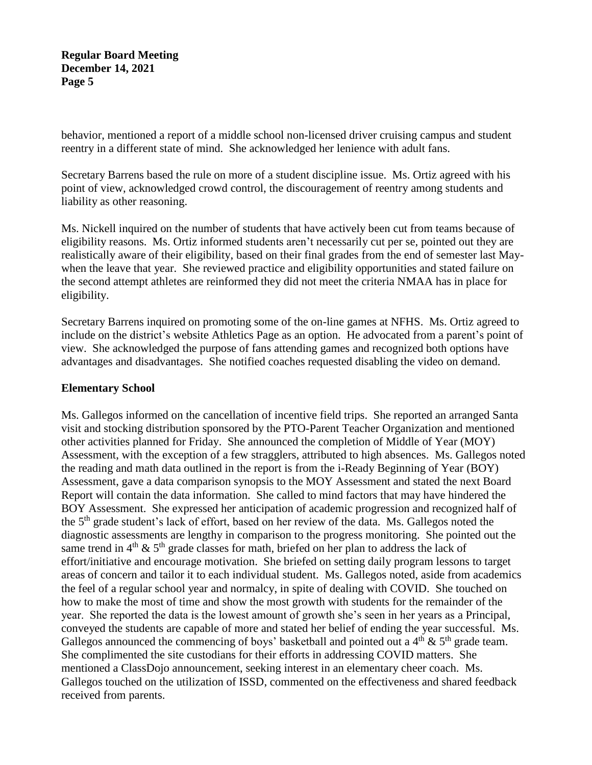behavior, mentioned a report of a middle school non-licensed driver cruising campus and student reentry in a different state of mind. She acknowledged her lenience with adult fans.

Secretary Barrens based the rule on more of a student discipline issue. Ms. Ortiz agreed with his point of view, acknowledged crowd control, the discouragement of reentry among students and liability as other reasoning.

Ms. Nickell inquired on the number of students that have actively been cut from teams because of eligibility reasons. Ms. Ortiz informed students aren't necessarily cut per se, pointed out they are realistically aware of their eligibility, based on their final grades from the end of semester last May-when the leave that year. She reviewed practice and eligibility opportunities and stated failure on the second attempt athletes are reinformed they did not meet the criteria NMAA has in place for eligibility.

Secretary Barrens inquired on promoting some of the on-line games at NFHS. Ms. Ortiz agreed to include on the district's website Athletics Page as an option. He advocated from a parent's point of view. She acknowledged the purpose of fans attending games and recognized both options have advantages and disadvantages. She notified coaches requested disabling the video on demand.

## Elementary School

Ms. Gallegos informed on the cancellation of incentive field trips. She reported an arranged Santa visit and stocking distribution sponsored by the PTO-Parent Teacher Organization and mentioned other activities planned for Friday. She announced the completion of Middle of Year (MOY) Assessment, with the exception of a few stragglers, attributed to high absences. Ms. Gallegos noted the reading and math data outlined in the report is from the i-Ready Beginning of Year (BOY) Assessment, gave a data comparison synopsis to the MOY Assessment and stated the next Board Report will contain the data information. She called to mind factors that may have hindered the BOY Assessment. She expressed her anticipation of academic progression and recognized half of the 5th grade student's lack of effort, based on her review of the data. Ms. Gallegos noted the diagnostic assessments are lengthy in comparison to the progress monitoring. She pointed out the same trend in 4th & 5th grade classes for math, briefed on her plan to address the lack of effort/initiative and encourage motivation. She briefed on setting daily program lessons to target areas of concern and tailor it to each individual student. Ms. Gallegos noted, aside from academics the feel of a regular school year and normalcy, in spite of dealing with COVID. She touched on how to make the most of time and show the most growth with students for the remainder of the year. She reported the data is the lowest amount of growth she's seen in her years as a Principal, conveyed the students are capable of more and stated her belief of ending the year successful. Ms. Gallegos announced the commencing of boys' basketball and pointed out a 4th & 5th grade team. She complimented the site custodians for their efforts in addressing COVID matters. She mentioned a ClassDojo announcement, seeking interest in an elementary cheer coach. Ms. Gallegos touched on the utilization of ISSD, commented on the effectiveness and shared feedback received from parents.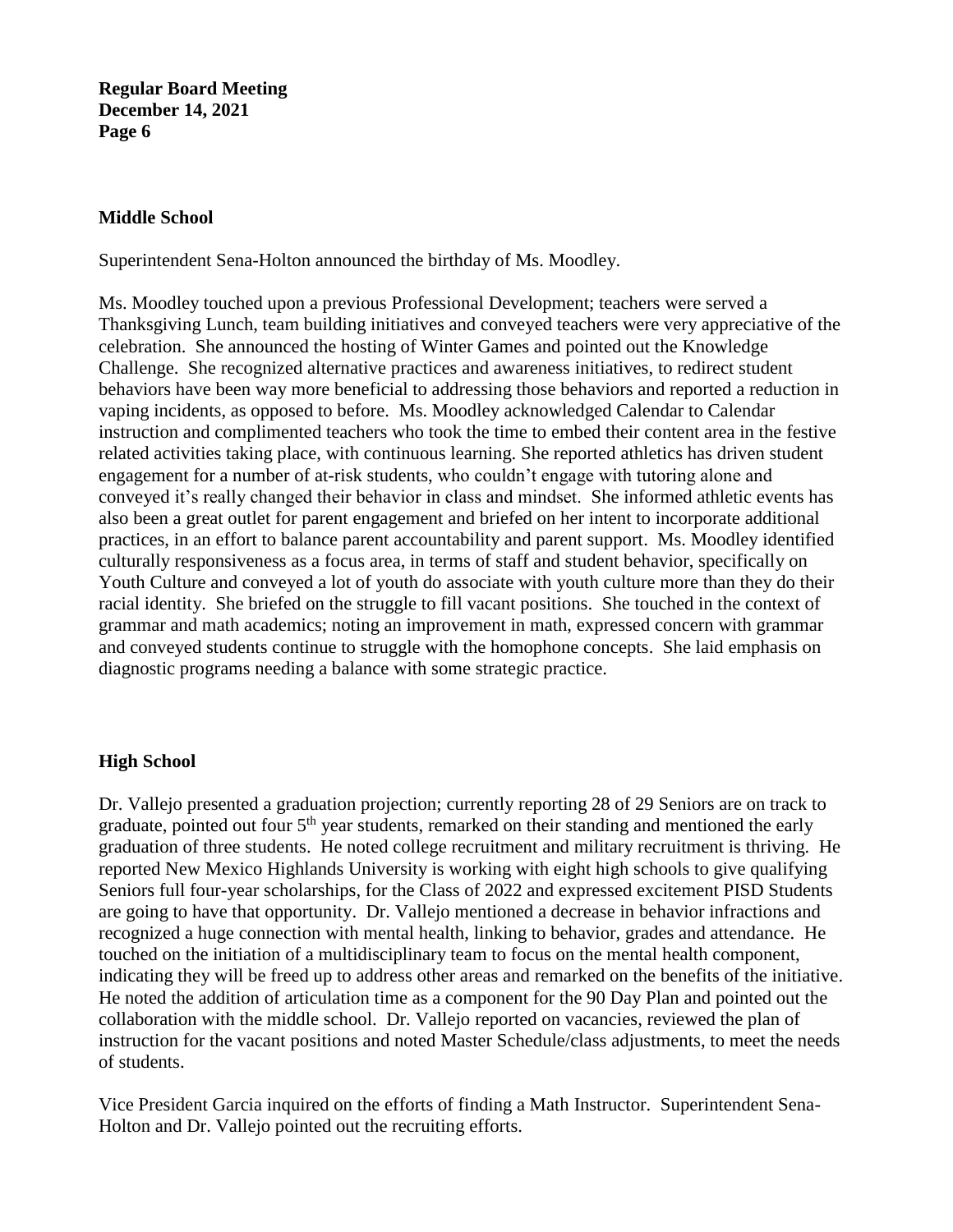## Middle School

Superintendent Sena-Holton announced the birthday of Ms. Moodley.

Ms. Moodley touched upon a previous Professional Development; teachers were served a Thanksgiving Lunch, team building initiatives and conveyed teachers were very appreciative of the celebration. She announced the hosting of Winter Games and pointed out the Knowledge Challenge. She recognized alternative practices and awareness initiatives, to redirect student behaviors have been way more beneficial to addressing those behaviors and reported a reduction in vaping incidents, as opposed to before. Ms. Moodley acknowledged Calendar to Calendar instruction and complimented teachers who took the time to embed their content area in the festive related activities taking place, with continuous learning. She reported athletics has driven student engagement for a number of at-risk students, who couldn't engage with tutoring alone and conveyed it's really changed their behavior in class and mindset. She informed athletic events has also been a great outlet for parent engagement and briefed on her intent to incorporate additional practices, in an effort to balance parent accountability and parent support. Ms. Moodley identified culturally responsiveness as a focus area, in terms of staff and student behavior, specifically on Youth Culture and conveyed a lot of youth do associate with youth culture more than they do their racial identity. She briefed on the struggle to fill vacant positions. She touched in the context of grammar and math academics; noting an improvement in math, expressed concern with grammar and conveyed students continue to struggle with the homophone concepts. She laid emphasis on diagnostic programs needing a balance with some strategic practice.

## High School

Dr. Vallejo presented a graduation projection; currently reporting 28 of 29 Seniors are on track to graduate, pointed out four 5th year students, remarked on their standing and mentioned the early graduation of three students. He noted college recruitment and military recruitment is thriving. He reported New Mexico Highlands University is working with eight high schools to give qualifying Seniors full four-year scholarships, for the Class of 2022 and expressed excitement PISD Students are going to have that opportunity. Dr. Vallejo mentioned a decrease in behavior infractions and recognized a huge connection with mental health, linking to behavior, grades and attendance. He touched on the initiation of a multidisciplinary team to focus on the mental health component, indicating they will be freed up to address other areas and remarked on the benefits of the initiative. He noted the addition of articulation time as a component for the 90 Day Plan and pointed out the collaboration with the middle school. Dr. Vallejo reported on vacancies, reviewed the plan of instruction for the vacant positions and noted Master Schedule/class adjustments, to meet the needs of students.

Vice President Garcia inquired on the efforts of finding a Math Instructor. Superintendent Sena-Holton and Dr. Vallejo pointed out the recruiting efforts.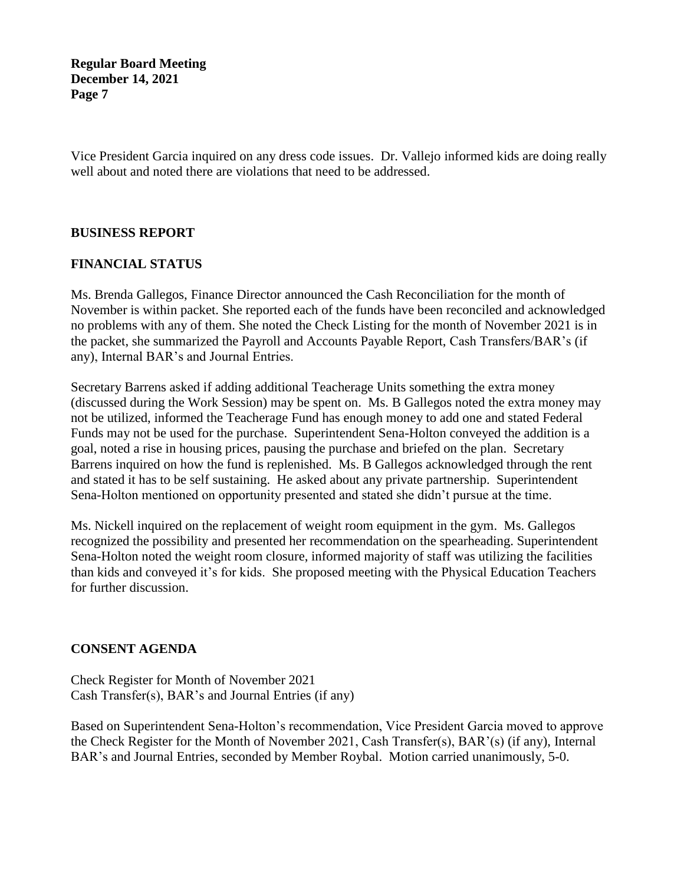Vice President Garcia inquired on any dress code issues. Dr. Vallejo informed kids are doing really well about and noted there are violations that need to be addressed.

## BUSINESS REPORT

## FINANCIAL STATUS

Ms. Brenda Gallegos, Finance Director announced the Cash Reconciliation for the month of November is within packet. She reported each of the funds have been reconciled and acknowledged no problems with any of them. She noted the Check Listing for the month of November 2021 is in the packet, she summarized the Payroll and Accounts Payable Report, Cash Transfers/BAR's (if any), Internal BAR's and Journal Entries.

Secretary Barrens asked if adding additional Teacherage Units something the extra money (discussed during the Work Session) may be spent on. Ms. B Gallegos noted the extra money may not be utilized, informed the Teacherage Fund has enough money to add one and stated Federal Funds may not be used for the purchase. Superintendent Sena-Holton conveyed the addition is a goal, noted a rise in housing prices, pausing the purchase and briefed on the plan. Secretary Barrens inquired on how the fund is replenished. Ms. B Gallegos acknowledged through the rent and stated it has to be self sustaining. He asked about any private partnership. Superintendent Sena-Holton mentioned on opportunity presented and stated she didn't pursue at the time.

Ms. Nickell inquired on the replacement of weight room equipment in the gym. Ms. Gallegos recognized the possibility and presented her recommendation on the spearheading. Superintendent Sena-Holton noted the weight room closure, informed majority of staff was utilizing the facilities than kids and conveyed it's for kids. She proposed meeting with the Physical Education Teachers for further discussion.

## CONSENT AGENDA

Check Register for Month of November 2021
Cash Transfer(s), BAR's and Journal Entries (if any)

Based on Superintendent Sena-Holton's recommendation, Vice President Garcia moved to approve the Check Register for the Month of November 2021, Cash Transfer(s), BAR'(s) (if any), Internal BAR's and Journal Entries, seconded by Member Roybal. Motion carried unanimously, 5-0.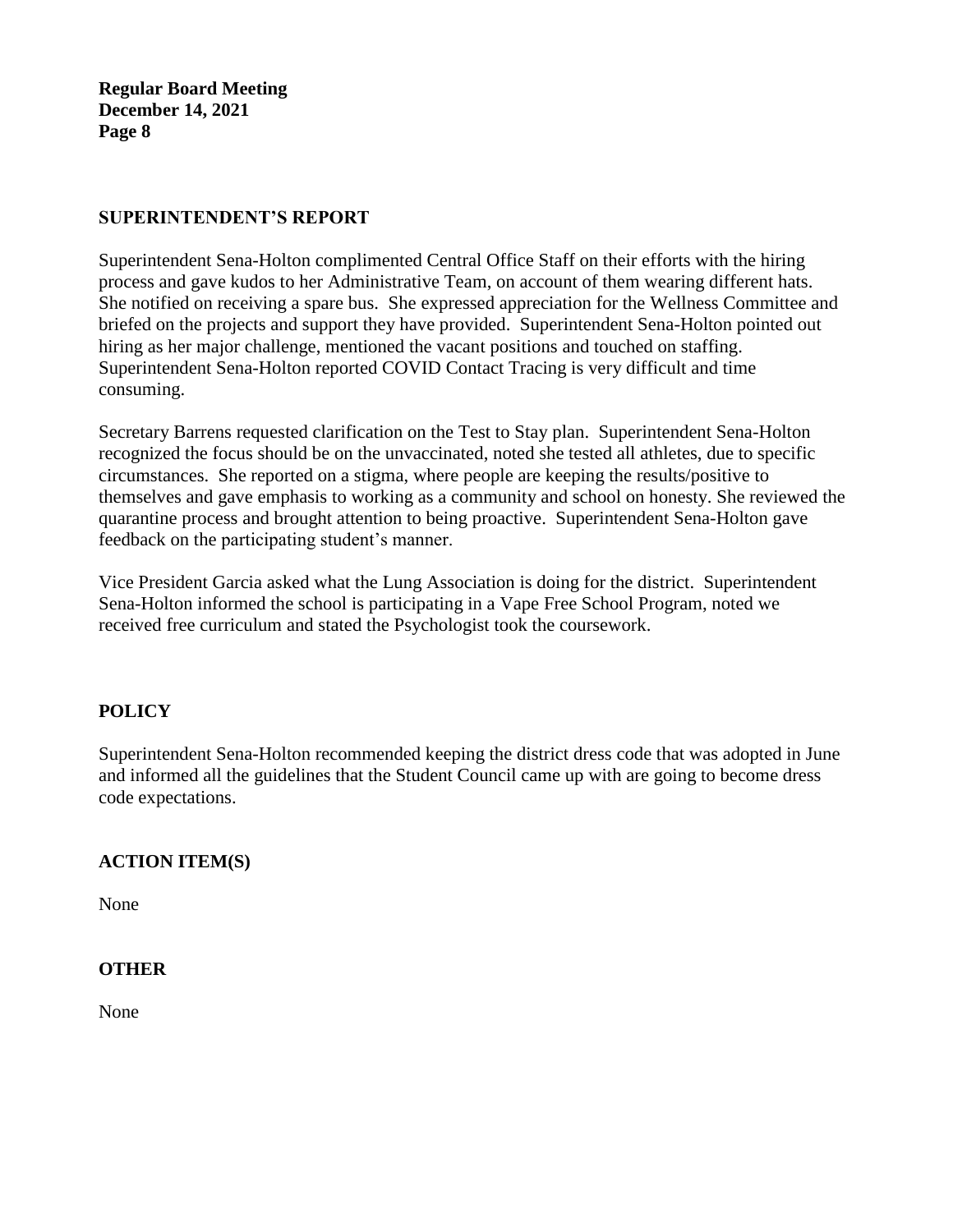## SUPERINTENDENT'S REPORT

Superintendent Sena-Holton complimented Central Office Staff on their efforts with the hiring process and gave kudos to her Administrative Team, on account of them wearing different hats. She notified on receiving a spare bus. She expressed appreciation for the Wellness Committee and briefed on the projects and support they have provided. Superintendent Sena-Holton pointed out hiring as her major challenge, mentioned the vacant positions and touched on staffing. Superintendent Sena-Holton reported COVID Contact Tracing is very difficult and time consuming.

Secretary Barrens requested clarification on the Test to Stay plan. Superintendent Sena-Holton recognized the focus should be on the unvaccinated, noted she tested all athletes, due to specific circumstances. She reported on a stigma, where people are keeping the results/positive to themselves and gave emphasis to working as a community and school on honesty. She reviewed the quarantine process and brought attention to being proactive. Superintendent Sena-Holton gave feedback on the participating student's manner.

Vice President Garcia asked what the Lung Association is doing for the district. Superintendent Sena-Holton informed the school is participating in a Vape Free School Program, noted we received free curriculum and stated the Psychologist took the coursework.

## POLICY

Superintendent Sena-Holton recommended keeping the district dress code that was adopted in June and informed all the guidelines that the Student Council came up with are going to become dress code expectations.

## ACTION ITEM(S)

None

## OTHER

None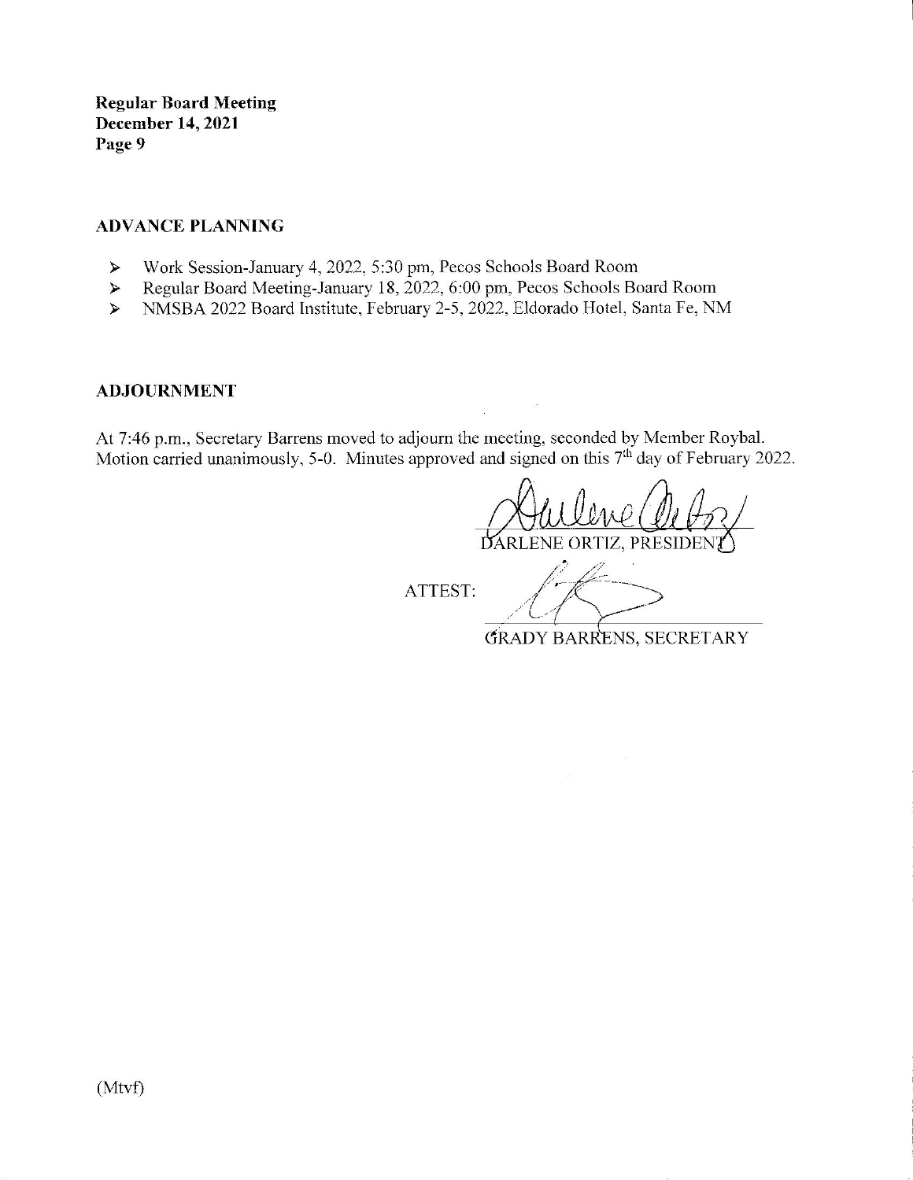## ADVANCE PLANNING

- Work Session-January 4, 2022, 5:30 pm, Pecos Schools Board Room
- Regular Board Meeting-January 18, 2022, 6:00 pm, Pecos Schools Board Room
- NMSBA 2022 Board Institute, February 2-5, 2022, Eldorado Hotel, Santa Fe, NM

## ADJOURNMENT

At 7:46 p.m., Secretary Barrens moved to adjourn the meeting, seconded by Member Roybal. Motion carried unanimously, 5-0. Minutes approved and signed on this 7th day of February 2022.

DARLENE ORTIZ, PRESIDENT

ATTEST:

GRADY BARRENS, SECRETARY

(Mtvf)